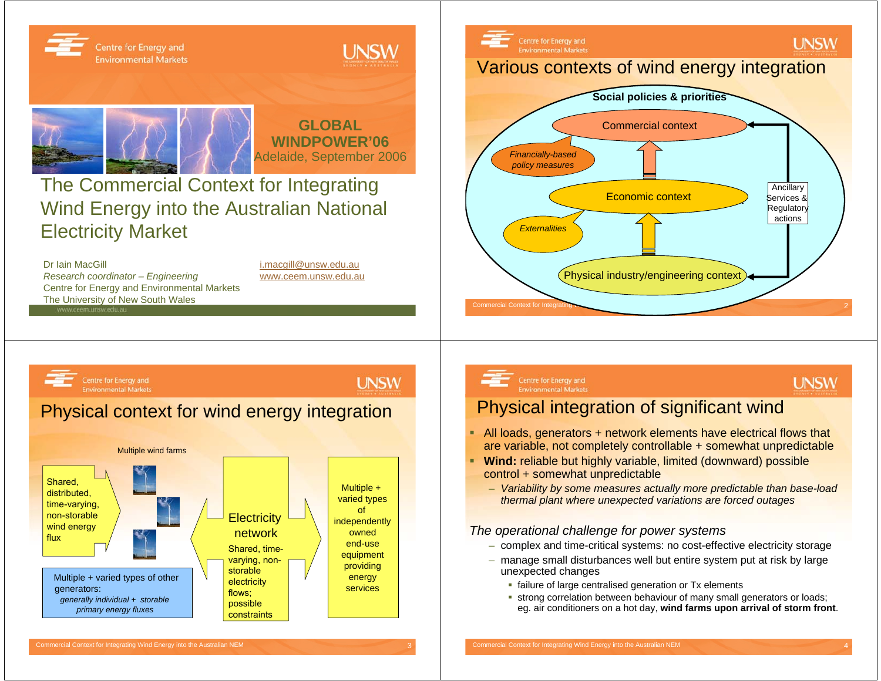# The Commercial Context for Integrating Wind Energy into the Australian National Electricity Market

**GLOBAL WINDPOWER'06**
Adelaide, September 2006

Dr Iain MacGill
*Research coordinator – Engineering*
Centre for Energy and Environmental Markets
The University of New South Wales

i.macgill@unsw.edu.au
www.ceem.unsw.edu.au

## Various contexts of wind energy integration

**Social policies & priorities**

- Commercial context
- *Financially-based policy measures*
- Economic context
- *Externalities*
- Physical industry/engineering context
- Ancillary Services & Regulatory actions

## Physical context for wind energy integration

Multiple wind farms

Shared, distributed, time-varying, non-storable wind energy flux

Multiple + varied types of other generators:
*generally individual + storable primary energy fluxes*

Electricity network
Shared, time-varying, non-storable electricity flows; possible constraints

Multiple + varied types of independently owned end-use equipment providing energy services

## Physical integration of significant wind

- All loads, generators + network elements have electrical flows that are variable, not completely controllable + somewhat unpredictable
- **Wind:** reliable but highly variable, limited (downward) possible control + somewhat unpredictable
  - *Variability by some measures actually more predictable than base-load thermal plant where unexpected variations are forced outages*

*The operational challenge for power systems*

- complex and time-critical systems: no cost-effective electricity storage
- manage small disturbances well but entire system put at risk by large unexpected changes
  - failure of large centralised generation or Tx elements
  - strong correlation between behaviour of many small generators or loads; eg. air conditioners on a hot day, **wind farms upon arrival of storm front**.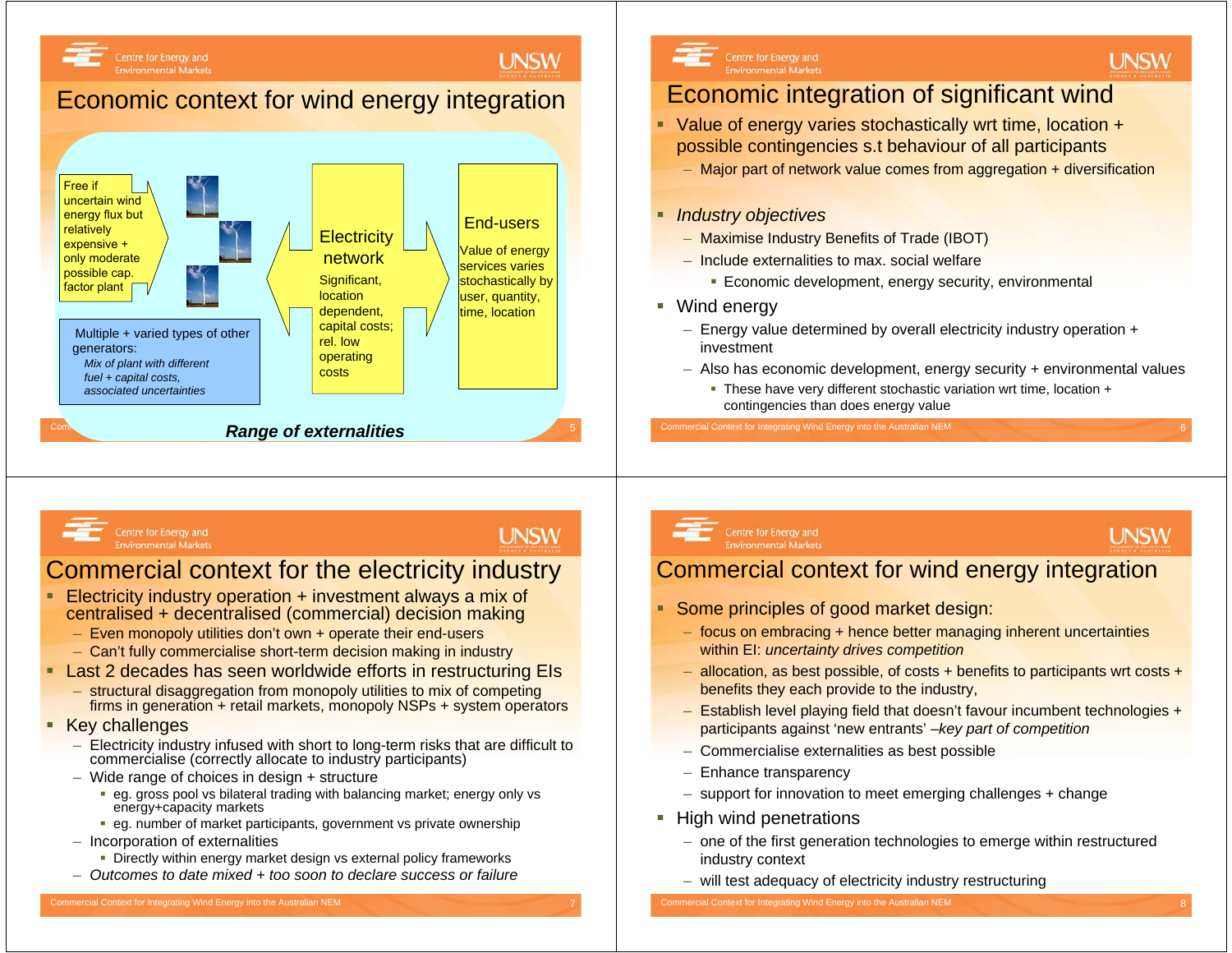## Economic context for wind energy integration

Free if uncertain wind energy flux but relatively expensive + only moderate possible cap. factor plant

Multiple + varied types of other generators:
*Mix of plant with different fuel + capital costs, associated uncertainties*

Electricity network

Significant, location dependent, capital costs; rel. low operating costs

End-users

Value of energy services varies stochastically by user, quantity, time, location

***Range of externalities***

## Economic integration of significant wind

- Value of energy varies stochastically wrt time, location + possible contingencies s.t behaviour of all participants
  - Major part of network value comes from aggregation + diversification
- *Industry objectives*
  - Maximise Industry Benefits of Trade (IBOT)
  - Include externalities to max. social welfare
    - Economic development, energy security, environmental
- Wind energy
  - Energy value determined by overall electricity industry operation + investment
  - Also has economic development, energy security + environmental values
    - These have very different stochastic variation wrt time, location + contingencies than does energy value

## Commercial context for the electricity industry

- Electricity industry operation + investment always a mix of centralised + decentralised (commercial) decision making
  - Even monopoly utilities don't own + operate their end-users
  - Can't fully commercialise short-term decision making in industry
- Last 2 decades has seen worldwide efforts in restructuring EIs
  - structural disaggregation from monopoly utilities to mix of competing firms in generation + retail markets, monopoly NSPs + system operators
- Key challenges
  - Electricity industry infused with short to long-term risks that are difficult to commercialise (correctly allocate to industry participants)
  - Wide range of choices in design + structure
    - eg. gross pool vs bilateral trading with balancing market; energy only vs energy+capacity markets
    - eg. number of market participants, government vs private ownership
  - Incorporation of externalities
    - Directly within energy market design vs external policy frameworks
  - *Outcomes to date mixed + too soon to declare success or failure*

## Commercial context for wind energy integration

- Some principles of good market design:
  - focus on embracing + hence better managing inherent uncertainties within EI: *uncertainty drives competition*
  - allocation, as best possible, of costs + benefits to participants wrt costs + benefits they each provide to the industry,
  - Establish level playing field that doesn't favour incumbent technologies + participants against 'new entrants' *–key part of competition*
  - Commercialise externalities as best possible
  - Enhance transparency
  - support for innovation to meet emerging challenges + change
- High wind penetrations
  - one of the first generation technologies to emerge within restructured industry context
  - will test adequacy of electricity industry restructuring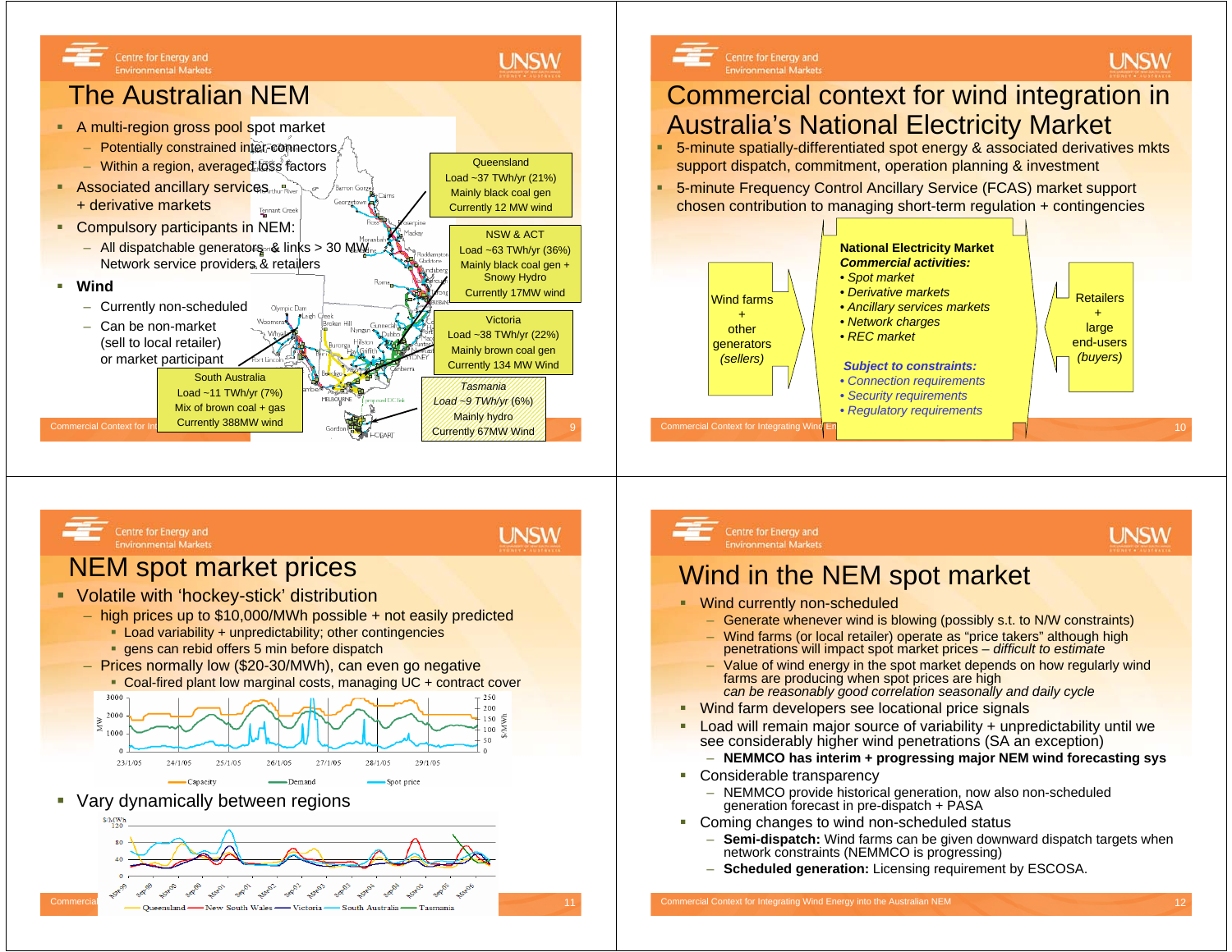## The Australian NEM

- A multi-region gross pool spot market
  - Potentially constrained inter-connectors
  - Within a region, averaged loss factors
- Associated ancillary services + derivative markets
- Compulsory participants in NEM:
  - All dispatchable generators & links > 30 MW, Network service providers & retailers
- **Wind**
  - Currently non-scheduled
  - Can be non-market (sell to local retailer) or market participant

Queensland
Load ~37 TWh/yr (21%)
Mainly black coal gen
Currently 12 MW wind

NSW & ACT
Load ~63 TWh/yr (36%)
Mainly black coal gen + Snowy Hydro
Currently 17MW wind

Victoria
Load ~38 TWh/yr (22%)
Mainly brown coal gen
Currently 134 MW Wind

South Australia
Load ~11 TWh/yr (7%)
Mix of brown coal + gas
Currently 388MW wind

*Tasmania*
*Load ~9 TWh/yr (6%)*
Mainly hydro
Currently 67MW Wind

## Commercial context for wind integration in Australia's National Electricity Market

- 5-minute spatially-differentiated spot energy & associated derivatives mkts support dispatch, commitment, operation planning & investment
- 5-minute Frequency Control Ancillary Service (FCAS) market support chosen contribution to managing short-term regulation + contingencies

Wind farms + other generators *(sellers)*

**National Electricity Market**
***Commercial activities:***
- *Spot market*
- *Derivative markets*
- *Ancillary services markets*
- *Network charges*
- *REC market*

***Subject to constraints:***
- *Connection requirements*
- *Security requirements*
- *Regulatory requirements*

Retailers + large end-users *(buyers)*

## NEM spot market prices

- Volatile with 'hockey-stick' distribution
  - high prices up to $10,000/MWh possible + not easily predicted
    - Load variability + unpredictability; other contingencies
    - gens can rebid offers 5 min before dispatch
  - Prices normally low ($20-30/MWh), can even go negative
    - Coal-fired plant low marginal costs, managing UC + contract cover
- Vary dynamically between regions

## Wind in the NEM spot market

- Wind currently non-scheduled
  - Generate whenever wind is blowing (possibly s.t. to N/W constraints)
  - Wind farms (or local retailer) operate as "price takers" although high penetrations will impact spot market prices – *difficult to estimate*
  - Value of wind energy in the spot market depends on how regularly wind farms are producing when spot prices are high
    *can be reasonably good correlation seasonally and daily cycle*
- Wind farm developers see locational price signals
- Load will remain major source of variability + unpredictability until we see considerably higher wind penetrations (SA an exception)
  - **NEMMCO has interim + progressing major NEM wind forecasting sys**
- Considerable transparency
  - NEMMCO provide historical generation, now also non-scheduled generation forecast in pre-dispatch + PASA
- Coming changes to wind non-scheduled status
  - **Semi-dispatch:** Wind farms can be given downward dispatch targets when network constraints (NEMMCO is progressing)
  - **Scheduled generation:** Licensing requirement by ESCOSA.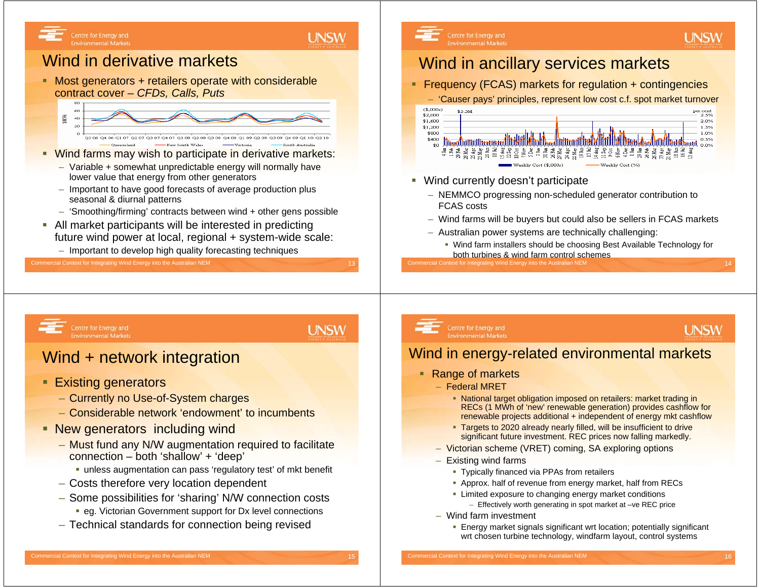## Wind in derivative markets

- Most generators + retailers operate with considerable contract cover – *CFDs, Calls, Puts*
- Wind farms may wish to participate in derivative markets:
  - Variable + somewhat unpredictable energy will normally have lower value that energy from other generators
  - Important to have good forecasts of average production plus seasonal & diurnal patterns
  - 'Smoothing/firming' contracts between wind + other gens possible
- All market participants will be interested in predicting future wind power at local, regional + system-wide scale:
  - Important to develop high quality forecasting techniques

## Wind in ancillary services markets

- Frequency (FCAS) markets for regulation + contingencies
  - 'Causer pays' principles, represent low cost c.f. spot market turnover
- Wind currently doesn't participate
  - NEMMCO progressing non-scheduled generator contribution to FCAS costs
  - Wind farms will be buyers but could also be sellers in FCAS markets
  - Australian power systems are technically challenging:
    - Wind farm installers should be choosing Best Available Technology for both turbines & wind farm control schemes

## Wind + network integration

- Existing generators
  - Currently no Use-of-System charges
  - Considerable network 'endowment' to incumbents
- New generators including wind
  - Must fund any N/W augmentation required to facilitate connection – both 'shallow' + 'deep'
    - unless augmentation can pass 'regulatory test' of mkt benefit
  - Costs therefore very location dependent
  - Some possibilities for 'sharing' N/W connection costs
    - eg. Victorian Government support for Dx level connections
  - Technical standards for connection being revised

## Wind in energy-related environmental markets

- Range of markets
  - Federal MRET
    - National target obligation imposed on retailers: market trading in RECs (1 MWh of 'new' renewable generation) provides cashflow for renewable projects additional + independent of energy mkt cashflow
    - Targets to 2020 already nearly filled, will be insufficient to drive significant future investment. REC prices now falling markedly.
  - Victorian scheme (VRET) coming, SA exploring options
  - Existing wind farms
    - Typically financed via PPAs from retailers
    - Approx. half of revenue from energy market, half from RECs
    - Limited exposure to changing energy market conditions
      - Effectively worth generating in spot market at –ve REC price
  - Wind farm investment
    - Energy market signals significant wrt location; potentially significant wrt chosen turbine technology, windfarm layout, control systems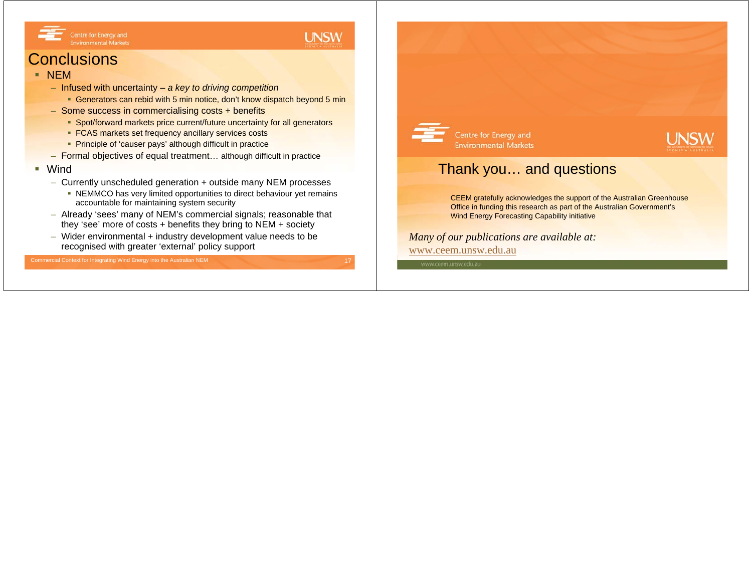# Conclusions

- NEM
  - Infused with uncertainty – *a key to driving competition*
    - Generators can rebid with 5 min notice, don't know dispatch beyond 5 min
  - Some success in commercialising costs + benefits
    - Spot/forward markets price current/future uncertainty for all generators
    - FCAS markets set frequency ancillary services costs
    - Principle of 'causer pays' although difficult in practice
  - Formal objectives of equal treatment… although difficult in practice
- Wind
  - Currently unscheduled generation + outside many NEM processes
    - NEMMCO has very limited opportunities to direct behaviour yet remains accountable for maintaining system security
  - Already 'sees' many of NEM's commercial signals; reasonable that they 'see' more of costs + benefits they bring to NEM + society
  - Wider environmental + industry development value needs to be recognised with greater 'external' policy support

# Thank you… and questions

CEEM gratefully acknowledges the support of the Australian Greenhouse Office in funding this research as part of the Australian Government's Wind Energy Forecasting Capability initiative

*Many of our publications are available at:*
www.ceem.unsw.edu.au